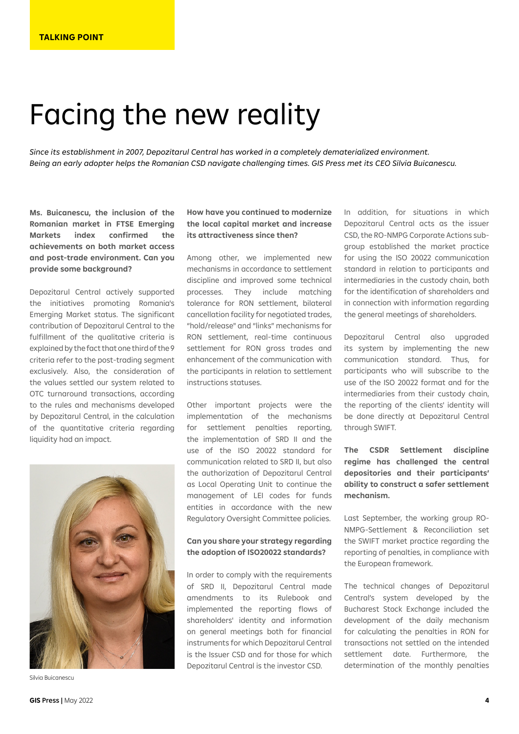TALKING POINT

# Facing the new reality

*Since its establishment in 2007, Depozitarul Central has worked in a completely dematerialized environment. Being an early adopter helps the Romanian CSD navigate challenging times. GIS Press met its CEO Silvia Buicanescu.*

**Ms. Buicanescu, the inclusion of the Romanian market in FTSE Emerging Markets index confirmed the achievements on both market access and post-trade environment. Can you provide some background?**

Depozitarul Central actively supported the initiatives promoting Romania's Emerging Market status. The significant contribution of Depozitarul Central to the fulfillment of the qualitative criteria is explained by the fact that one third of the 9 criteria refer to the post-trading segment exclusively. Also, the consideration of the values settled our system related to OTC turnaround transactions, according to the rules and mechanisms developed by Depozitarul Central, in the calculation of the quantitative criteria regarding liquidity had an impact.

Silvia Buicanescu

**How have you continued to modernize the local capital market and increase its attractiveness since then?**

Among other, we implemented new mechanisms in accordance to settlement discipline and improved some technical processes. They include matching tolerance for RON settlement, bilateral cancellation facility for negotiated trades, "hold/release" and "links" mechanisms for RON settlement, real-time continuous settlement for RON gross trades and enhancement of the communication with the participants in relation to settlement instructions statuses.

Other important projects were the implementation of the mechanisms for settlement penalties reporting, the implementation of SRD II and the use of the ISO 20022 standard for communication related to SRD II, but also the authorization of Depozitarul Central as Local Operating Unit to continue the management of LEI codes for funds entities in accordance with the new Regulatory Oversight Committee policies.

**Can you share your strategy regarding the adoption of ISO20022 standards?**

In order to comply with the requirements of SRD II, Depozitarul Central made amendments to its Rulebook and implemented the reporting flows of shareholders' identity and information on general meetings both for financial instruments for which Depozitarul Central is the Issuer CSD and for those for which Depozitarul Central is the investor CSD.

In addition, for situations in which Depozitarul Central acts as the issuer CSD, the RO-NMPG Corporate Actions sub-group established the market practice for using the ISO 20022 communication standard in relation to participants and intermediaries in the custody chain, both for the identification of shareholders and in connection with information regarding the general meetings of shareholders.

Depozitarul Central also upgraded its system by implementing the new communication standard. Thus, for participants who will subscribe to the use of the ISO 20022 format and for the intermediaries from their custody chain, the reporting of the clients' identity will be done directly at Depozitarul Central through SWIFT.

**The CSDR Settlement discipline regime has challenged the central depositories and their participants' ability to construct a safer settlement mechanism.**

Last September, the working group RO-NMPG-Settlement & Reconciliation set the SWIFT market practice regarding the reporting of penalties, in compliance with the European framework.

The technical changes of Depozitarul Central's system developed by the Bucharest Stock Exchange included the development of the daily mechanism for calculating the penalties in RON for transactions not settled on the intended settlement date. Furthermore, the determination of the monthly penalties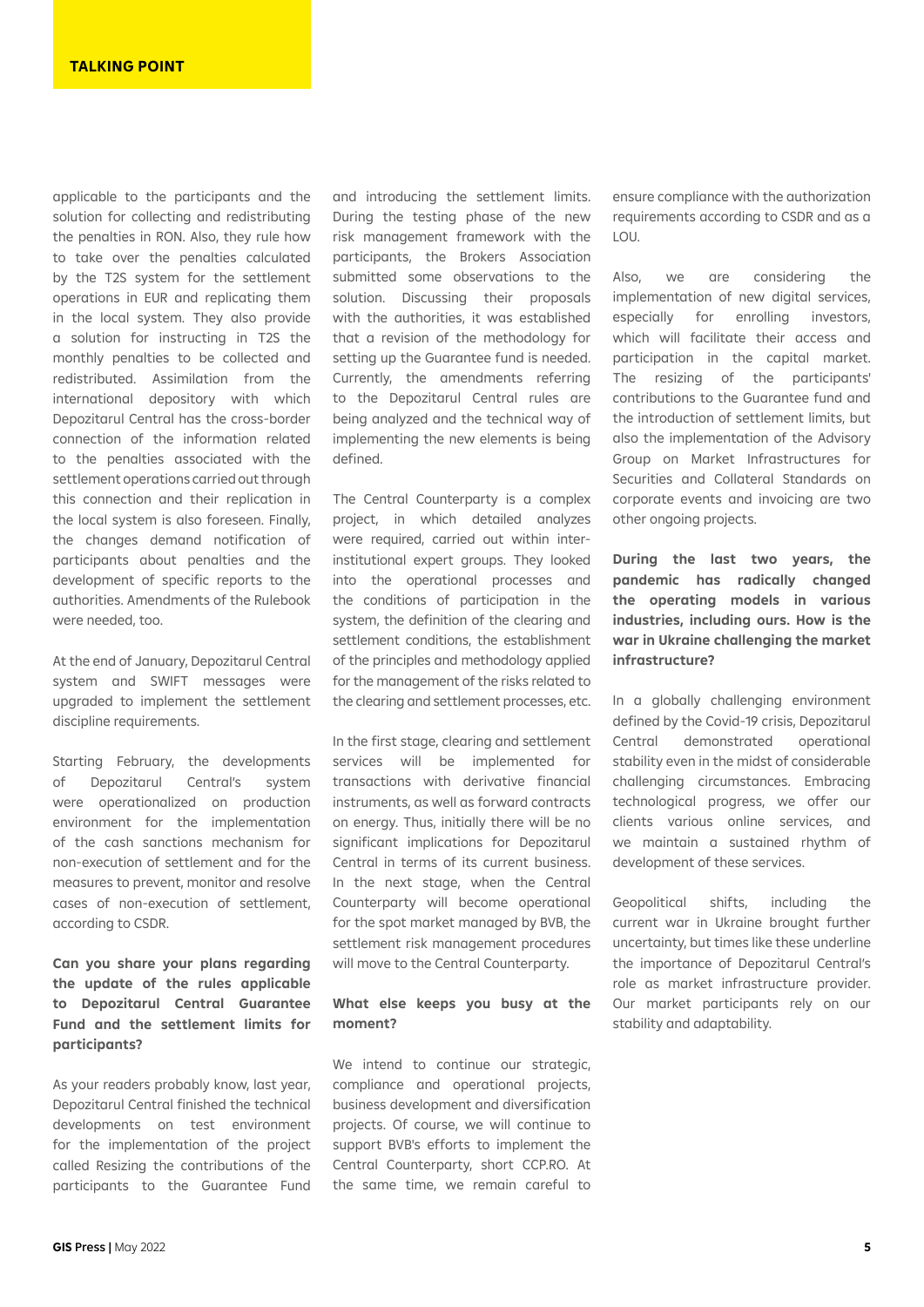applicable to the participants and the solution for collecting and redistributing the penalties in RON. Also, they rule how to take over the penalties calculated by the T2S system for the settlement operations in EUR and replicating them in the local system. They also provide a solution for instructing in T2S the monthly penalties to be collected and redistributed. Assimilation from the international depository with which Depozitarul Central has the cross-border connection of the information related to the penalties associated with the settlement operations carried out through this connection and their replication in the local system is also foreseen. Finally, the changes demand notification of participants about penalties and the development of specific reports to the authorities. Amendments of the Rulebook were needed, too.

At the end of January, Depozitarul Central system and SWIFT messages were upgraded to implement the settlement discipline requirements.

Starting February, the developments of Depozitarul Central's system were operationalized on production environment for the implementation of the cash sanctions mechanism for non-execution of settlement and for the measures to prevent, monitor and resolve cases of non-execution of settlement, according to CSDR.

**Can you share your plans regarding the update of the rules applicable to Depozitarul Central Guarantee Fund and the settlement limits for participants?**

As your readers probably know, last year, Depozitarul Central finished the technical developments on test environment for the implementation of the project called Resizing the contributions of the participants to the Guarantee Fund and introducing the settlement limits. During the testing phase of the new risk management framework with the participants, the Brokers Association submitted some observations to the solution. Discussing their proposals with the authorities, it was established that a revision of the methodology for setting up the Guarantee fund is needed. Currently, the amendments referring to the Depozitarul Central rules are being analyzed and the technical way of implementing the new elements is being defined.

The Central Counterparty is a complex project, in which detailed analyzes were required, carried out within inter-institutional expert groups. They looked into the operational processes and the conditions of participation in the system, the definition of the clearing and settlement conditions, the establishment of the principles and methodology applied for the management of the risks related to the clearing and settlement processes, etc.

In the first stage, clearing and settlement services will be implemented for transactions with derivative financial instruments, as well as forward contracts on energy. Thus, initially there will be no significant implications for Depozitarul Central in terms of its current business. In the next stage, when the Central Counterparty will become operational for the spot market managed by BVB, the settlement risk management procedures will move to the Central Counterparty.

**What else keeps you busy at the moment?**

We intend to continue our strategic, compliance and operational projects, business development and diversification projects. Of course, we will continue to support BVB's efforts to implement the Central Counterparty, short CCP.RO. At the same time, we remain careful to ensure compliance with the authorization requirements according to CSDR and as a LOU.

Also, we are considering the implementation of new digital services, especially for enrolling investors, which will facilitate their access and participation in the capital market. The resizing of the participants' contributions to the Guarantee fund and the introduction of settlement limits, but also the implementation of the Advisory Group on Market Infrastructures for Securities and Collateral Standards on corporate events and invoicing are two other ongoing projects.

**During the last two years, the pandemic has radically changed the operating models in various industries, including ours. How is the war in Ukraine challenging the market infrastructure?**

In a globally challenging environment defined by the Covid-19 crisis, Depozitarul Central demonstrated operational stability even in the midst of considerable challenging circumstances. Embracing technological progress, we offer our clients various online services, and we maintain a sustained rhythm of development of these services.

Geopolitical shifts, including the current war in Ukraine brought further uncertainty, but times like these underline the importance of Depozitarul Central's role as market infrastructure provider. Our market participants rely on our stability and adaptability.